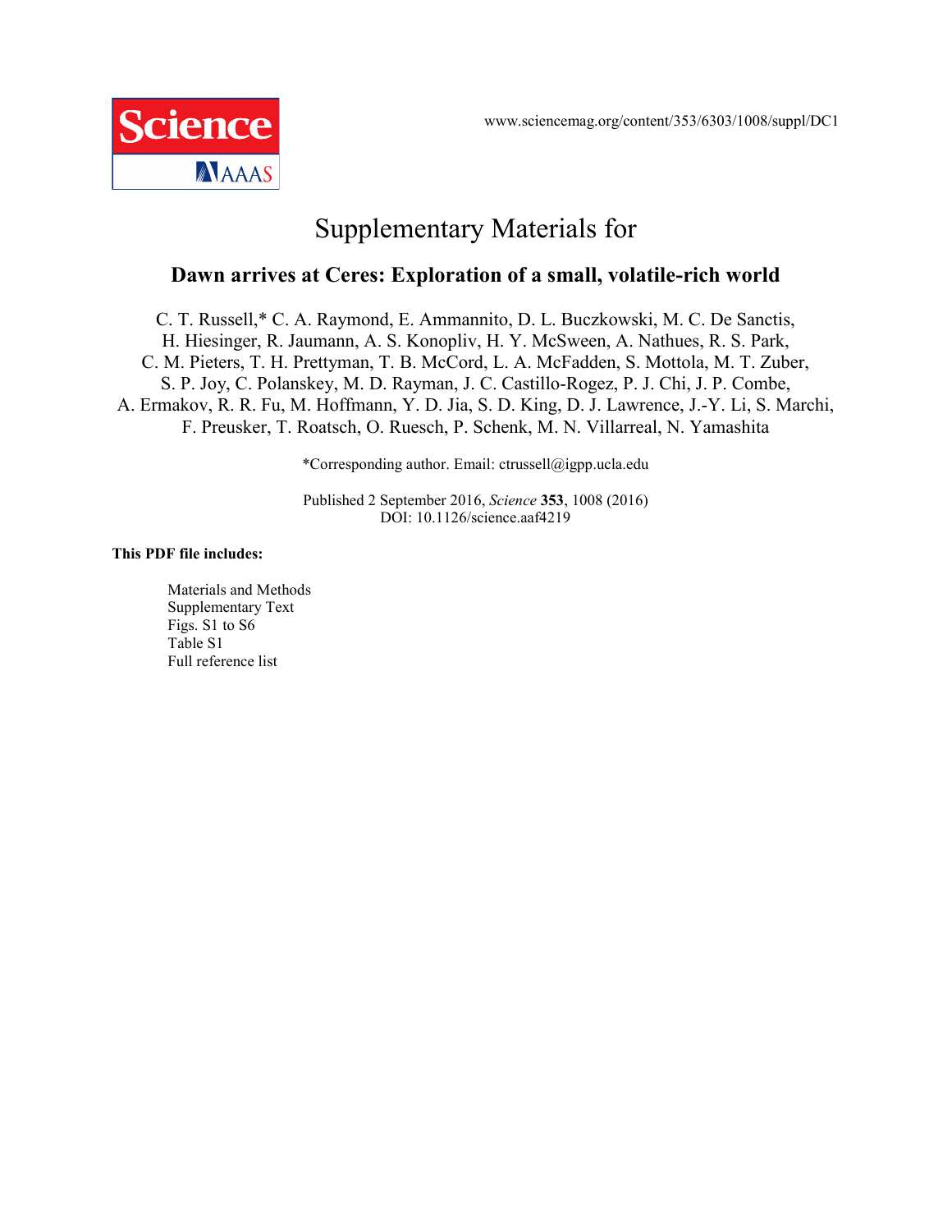www.sciencemag.org/content/353/6303/1008/suppl/DC1

# Supplementary Materials for

## Dawn arrives at Ceres: Exploration of a small, volatile-rich world

C. T. Russell,* C. A. Raymond, E. Ammannito, D. L. Buczkowski, M. C. De Sanctis, H. Hiesinger, R. Jaumann, A. S. Konopliv, H. Y. McSween, A. Nathues, R. S. Park, C. M. Pieters, T. H. Prettyman, T. B. McCord, L. A. McFadden, S. Mottola, M. T. Zuber, S. P. Joy, C. Polanskey, M. D. Rayman, J. C. Castillo-Rogez, P. J. Chi, J. P. Combe, A. Ermakov, R. R. Fu, M. Hoffmann, Y. D. Jia, S. D. King, D. J. Lawrence, J.-Y. Li, S. Marchi, F. Preusker, T. Roatsch, O. Ruesch, P. Schenk, M. N. Villarreal, N. Yamashita

*Corresponding author. Email: ctrussell@igpp.ucla.edu

Published 2 September 2016, *Science* **353**, 1008 (2016)
DOI: 10.1126/science.aaf4219

**This PDF file includes:**

- Materials and Methods
- Supplementary Text
- Figs. S1 to S6
- Table S1
- Full reference list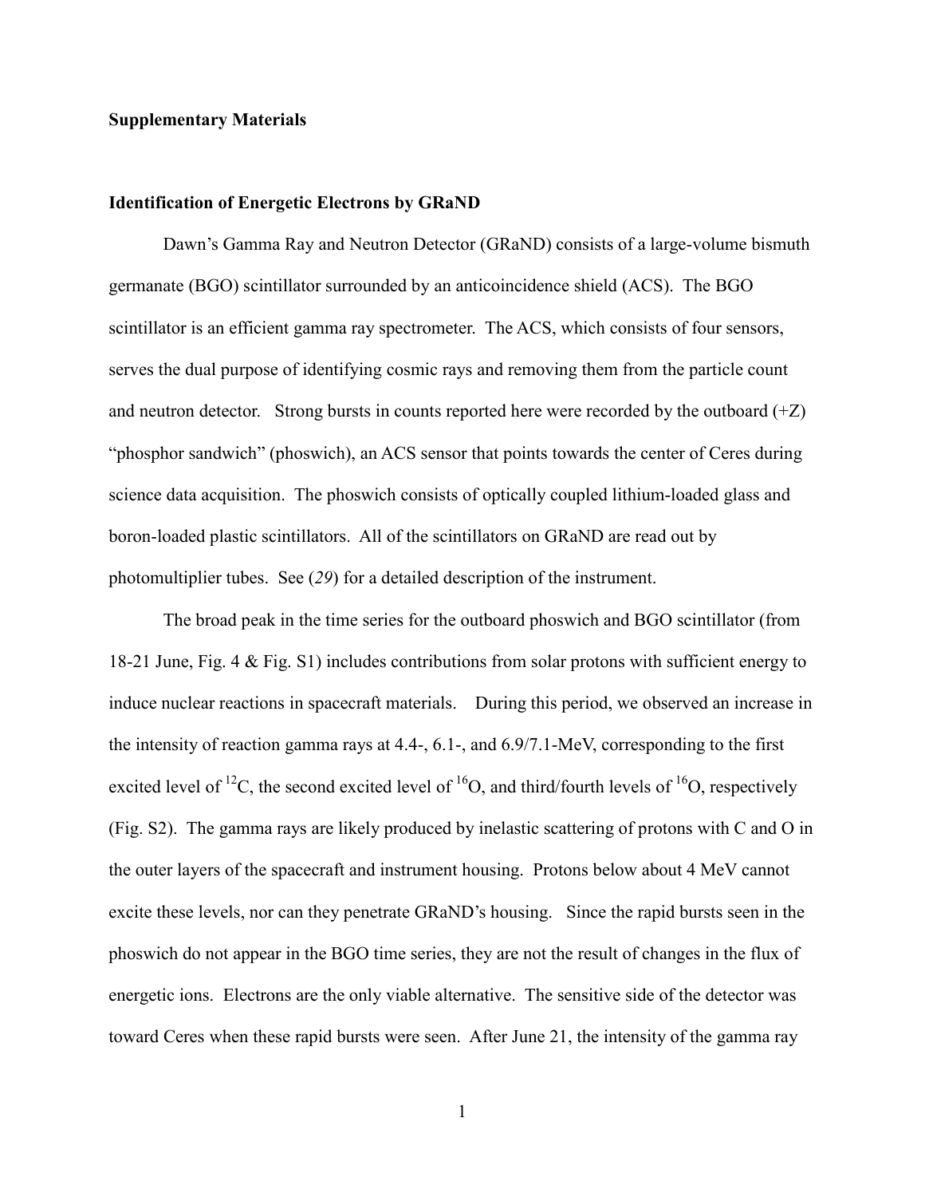**Supplementary Materials**

**Identification of Energetic Electrons by GRaND**

Dawn's Gamma Ray and Neutron Detector (GRaND) consists of a large-volume bismuth germanate (BGO) scintillator surrounded by an anticoincidence shield (ACS). The BGO scintillator is an efficient gamma ray spectrometer. The ACS, which consists of four sensors, serves the dual purpose of identifying cosmic rays and removing them from the particle count and neutron detector. Strong bursts in counts reported here were recorded by the outboard (+Z) "phosphor sandwich" (phoswich), an ACS sensor that points towards the center of Ceres during science data acquisition. The phoswich consists of optically coupled lithium-loaded glass and boron-loaded plastic scintillators. All of the scintillators on GRaND are read out by photomultiplier tubes. See (*29*) for a detailed description of the instrument.

The broad peak in the time series for the outboard phoswich and BGO scintillator (from 18-21 June, Fig. 4 & Fig. S1) includes contributions from solar protons with sufficient energy to induce nuclear reactions in spacecraft materials. During this period, we observed an increase in the intensity of reaction gamma rays at 4.4-, 6.1-, and 6.9/7.1-MeV, corresponding to the first excited level of $^{12}C$, the second excited level of $^{16}O$, and third/fourth levels of $^{16}O$, respectively (Fig. S2). The gamma rays are likely produced by inelastic scattering of protons with C and O in the outer layers of the spacecraft and instrument housing. Protons below about 4 MeV cannot excite these levels, nor can they penetrate GRaND's housing. Since the rapid bursts seen in the phoswich do not appear in the BGO time series, they are not the result of changes in the flux of energetic ions. Electrons are the only viable alternative. The sensitive side of the detector was toward Ceres when these rapid bursts were seen. After June 21, the intensity of the gamma ray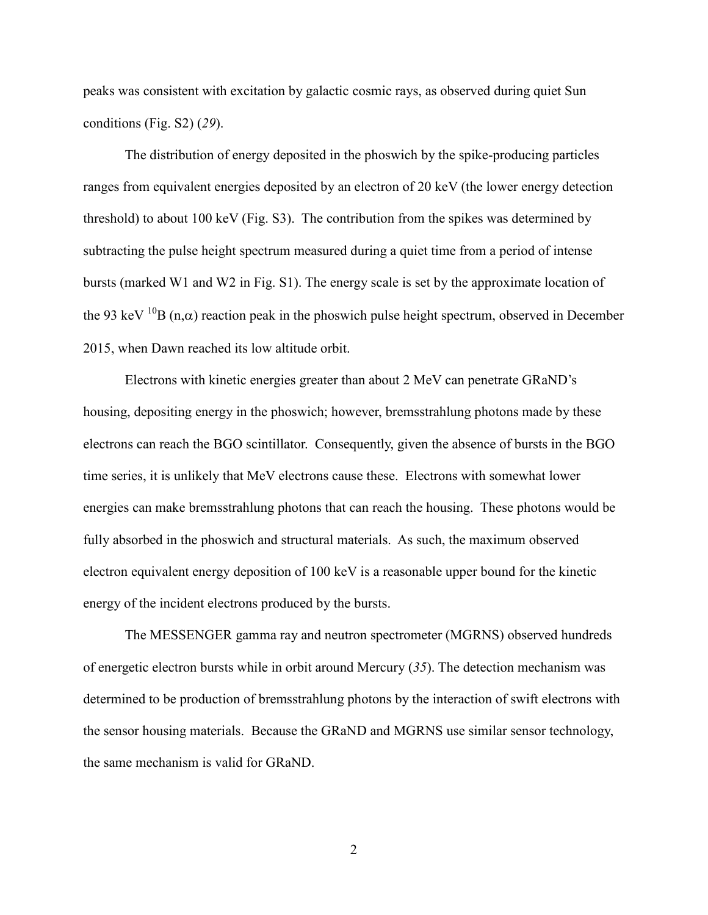peaks was consistent with excitation by galactic cosmic rays, as observed during quiet Sun conditions (Fig. S2) (*29*).

The distribution of energy deposited in the phoswich by the spike-producing particles ranges from equivalent energies deposited by an electron of 20 keV (the lower energy detection threshold) to about 100 keV (Fig. S3). The contribution from the spikes was determined by subtracting the pulse height spectrum measured during a quiet time from a period of intense bursts (marked W1 and W2 in Fig. S1). The energy scale is set by the approximate location of the 93 keV $^{10}B$ (n,$\alpha$) reaction peak in the phoswich pulse height spectrum, observed in December 2015, when Dawn reached its low altitude orbit.

Electrons with kinetic energies greater than about 2 MeV can penetrate GRaND's housing, depositing energy in the phoswich; however, bremsstrahlung photons made by these electrons can reach the BGO scintillator. Consequently, given the absence of bursts in the BGO time series, it is unlikely that MeV electrons cause these. Electrons with somewhat lower energies can make bremsstrahlung photons that can reach the housing. These photons would be fully absorbed in the phoswich and structural materials. As such, the maximum observed electron equivalent energy deposition of 100 keV is a reasonable upper bound for the kinetic energy of the incident electrons produced by the bursts.

The MESSENGER gamma ray and neutron spectrometer (MGRNS) observed hundreds of energetic electron bursts while in orbit around Mercury (*35*). The detection mechanism was determined to be production of bremsstrahlung photons by the interaction of swift electrons with the sensor housing materials. Because the GRaND and MGRNS use similar sensor technology, the same mechanism is valid for GRaND.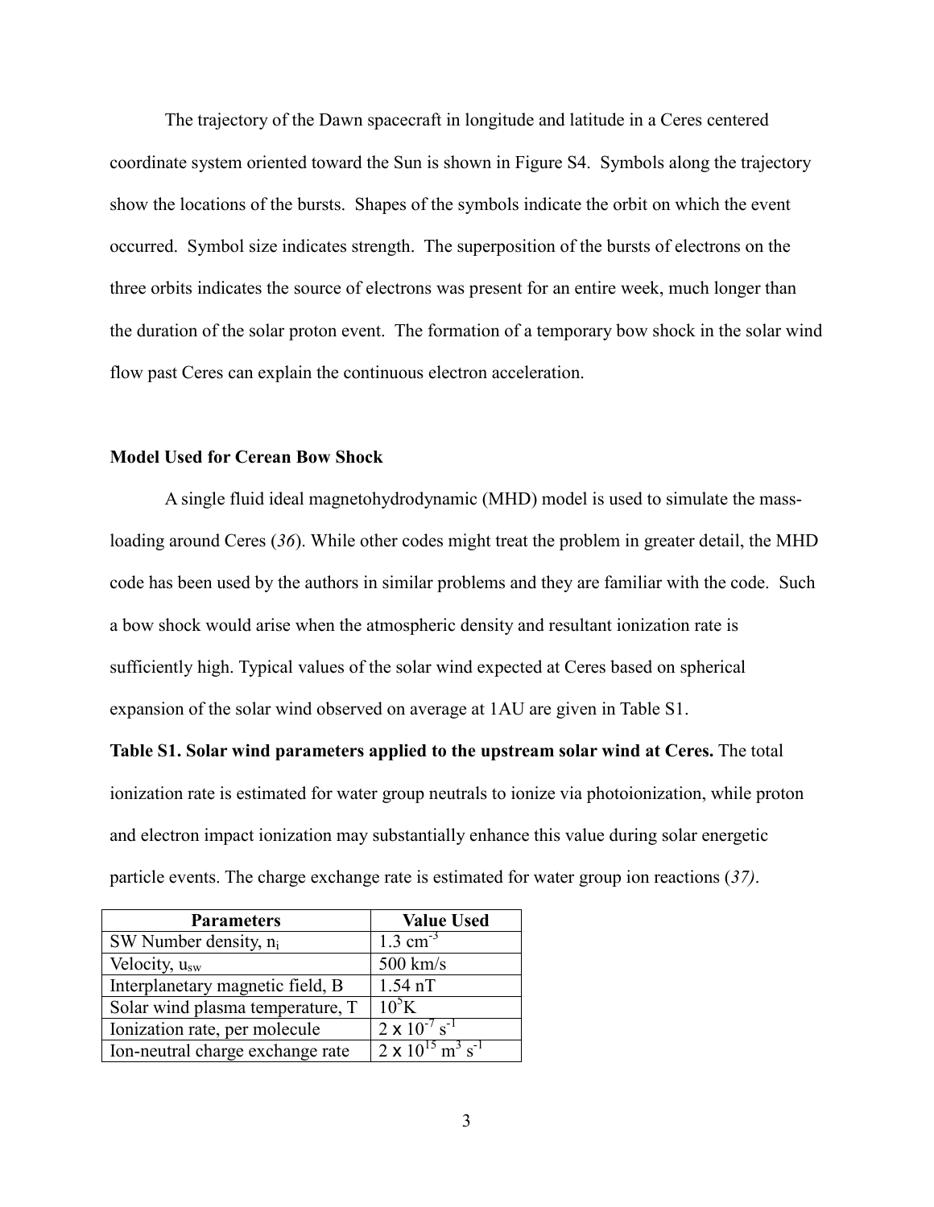The trajectory of the Dawn spacecraft in longitude and latitude in a Ceres centered coordinate system oriented toward the Sun is shown in Figure S4. Symbols along the trajectory show the locations of the bursts. Shapes of the symbols indicate the orbit on which the event occurred. Symbol size indicates strength. The superposition of the bursts of electrons on the three orbits indicates the source of electrons was present for an entire week, much longer than the duration of the solar proton event. The formation of a temporary bow shock in the solar wind flow past Ceres can explain the continuous electron acceleration.

**Model Used for Cerean Bow Shock**

A single fluid ideal magnetohydrodynamic (MHD) model is used to simulate the mass-loading around Ceres (*36*). While other codes might treat the problem in greater detail, the MHD code has been used by the authors in similar problems and they are familiar with the code. Such a bow shock would arise when the atmospheric density and resultant ionization rate is sufficiently high. Typical values of the solar wind expected at Ceres based on spherical expansion of the solar wind observed on average at 1AU are given in Table S1.

**Table S1. Solar wind parameters applied to the upstream solar wind at Ceres.** The total ionization rate is estimated for water group neutrals to ionize via photoionization, while proton and electron impact ionization may substantially enhance this value during solar energetic particle events. The charge exchange rate is estimated for water group ion reactions (*37)*.

| Parameters | Value Used |
|---|---|
| SW Number density, $n_i$ | 1.3 $cm^{-3}$ |
| Velocity, $u_{sw}$ | 500 km/s |
| Interplanetary magnetic field, B | 1.54 nT |
| Solar wind plasma temperature, T | $10^5$K |
| Ionization rate, per molecule | $2 \times 10^{-7}$ $s^{-1}$ |
| Ion-neutral charge exchange rate | $2 \times 10^{15}$ $m^3$ $s^{-1}$ |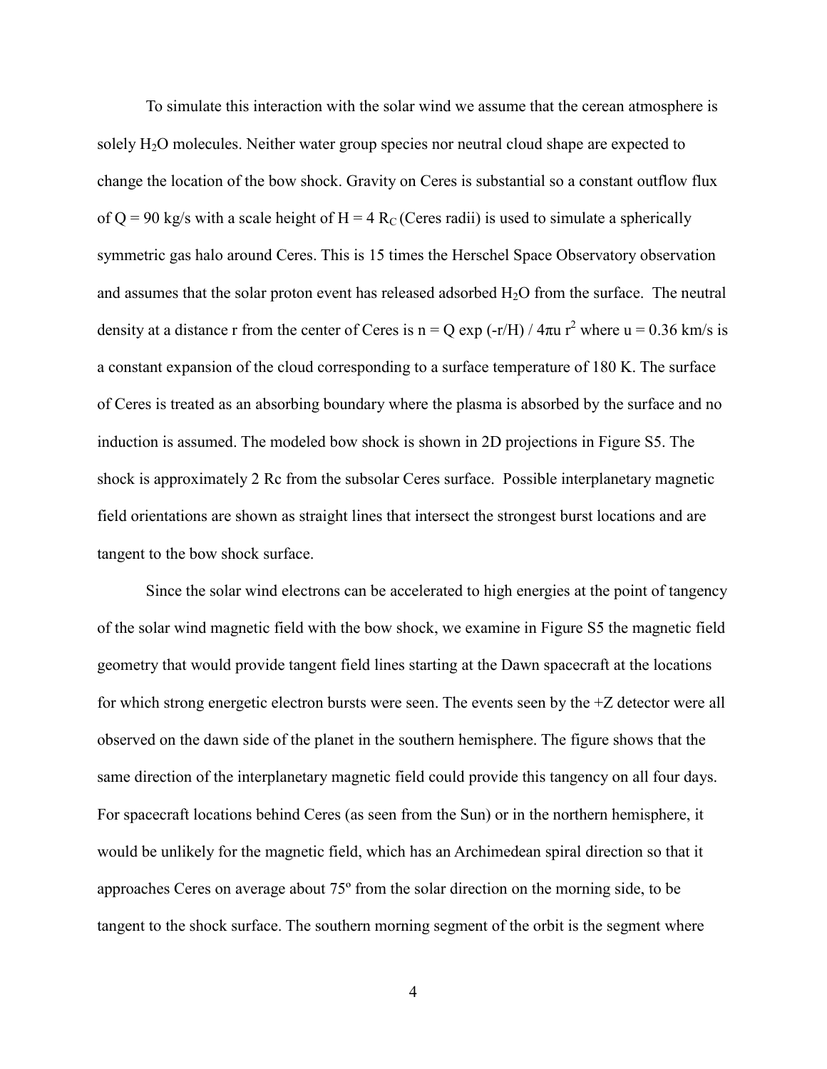To simulate this interaction with the solar wind we assume that the cerean atmosphere is solely $H_2O$ molecules. Neither water group species nor neutral cloud shape are expected to change the location of the bow shock. Gravity on Ceres is substantial so a constant outflow flux of $Q = 90$ kg/s with a scale height of $H = 4\ R_C$ (Ceres radii) is used to simulate a spherically symmetric gas halo around Ceres. This is 15 times the Herschel Space Observatory observation and assumes that the solar proton event has released adsorbed $H_2O$ from the surface. The neutral density at a distance r from the center of Ceres is $n = Q \exp(-r/H) / 4\pi u\, r^2$ where $u = 0.36$ km/s is a constant expansion of the cloud corresponding to a surface temperature of 180 K. The surface of Ceres is treated as an absorbing boundary where the plasma is absorbed by the surface and no induction is assumed. The modeled bow shock is shown in 2D projections in Figure S5. The shock is approximately 2 Rc from the subsolar Ceres surface. Possible interplanetary magnetic field orientations are shown as straight lines that intersect the strongest burst locations and are tangent to the bow shock surface.

Since the solar wind electrons can be accelerated to high energies at the point of tangency of the solar wind magnetic field with the bow shock, we examine in Figure S5 the magnetic field geometry that would provide tangent field lines starting at the Dawn spacecraft at the locations for which strong energetic electron bursts were seen. The events seen by the +Z detector were all observed on the dawn side of the planet in the southern hemisphere. The figure shows that the same direction of the interplanetary magnetic field could provide this tangency on all four days. For spacecraft locations behind Ceres (as seen from the Sun) or in the northern hemisphere, it would be unlikely for the magnetic field, which has an Archimedean spiral direction so that it approaches Ceres on average about 75º from the solar direction on the morning side, to be tangent to the shock surface. The southern morning segment of the orbit is the segment where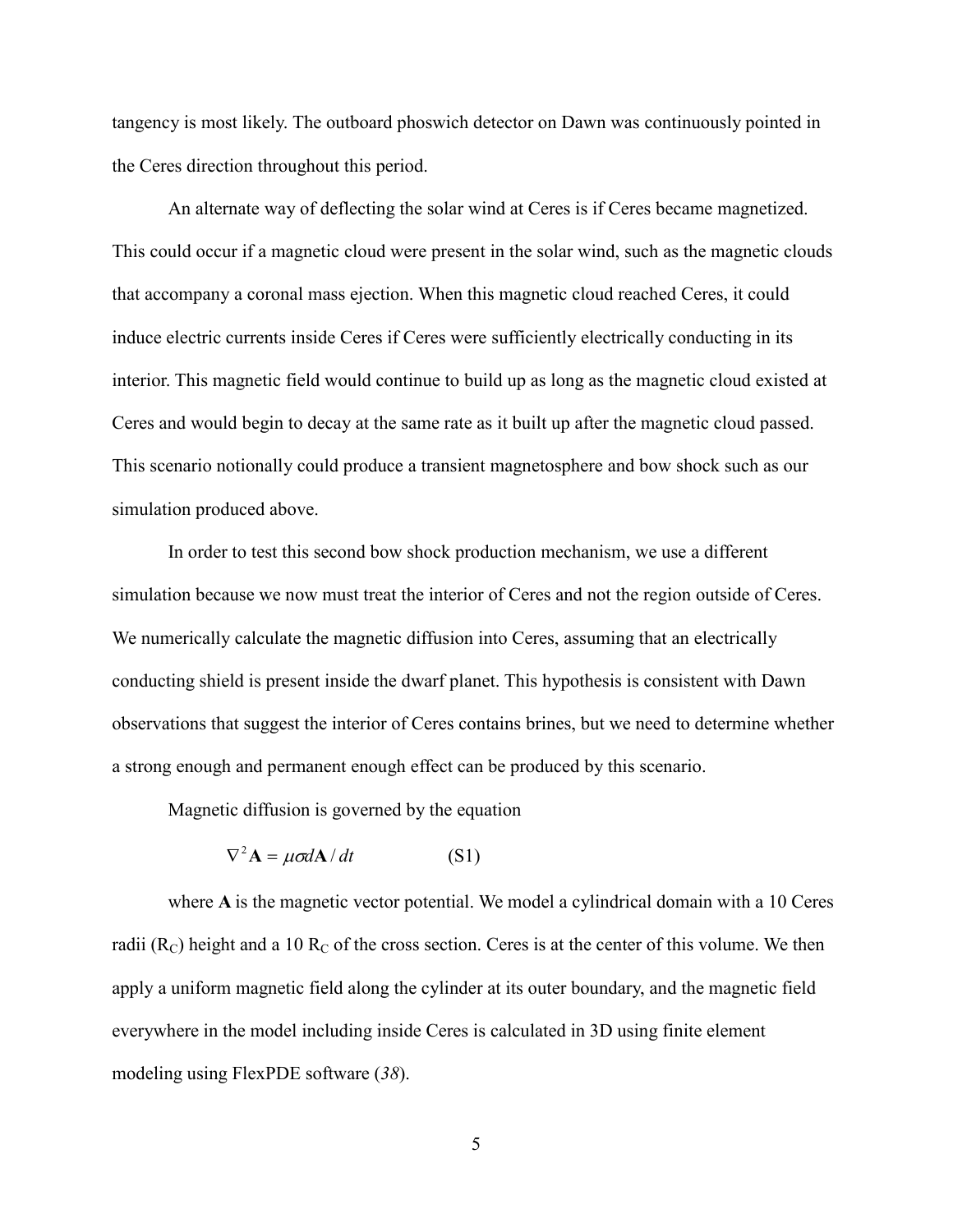tangency is most likely. The outboard phoswich detector on Dawn was continuously pointed in the Ceres direction throughout this period.

An alternate way of deflecting the solar wind at Ceres is if Ceres became magnetized. This could occur if a magnetic cloud were present in the solar wind, such as the magnetic clouds that accompany a coronal mass ejection. When this magnetic cloud reached Ceres, it could induce electric currents inside Ceres if Ceres were sufficiently electrically conducting in its interior. This magnetic field would continue to build up as long as the magnetic cloud existed at Ceres and would begin to decay at the same rate as it built up after the magnetic cloud passed. This scenario notionally could produce a transient magnetosphere and bow shock such as our simulation produced above.

In order to test this second bow shock production mechanism, we use a different simulation because we now must treat the interior of Ceres and not the region outside of Ceres. We numerically calculate the magnetic diffusion into Ceres, assuming that an electrically conducting shield is present inside the dwarf planet. This hypothesis is consistent with Dawn observations that suggest the interior of Ceres contains brines, but we need to determine whether a strong enough and permanent enough effect can be produced by this scenario.

Magnetic diffusion is governed by the equation

$$\nabla^2 \mathbf{A} = \mu\sigma d\mathbf{A}/dt \qquad \text{(S1)}$$

where **A** is the magnetic vector potential. We model a cylindrical domain with a 10 Ceres radii ($R_C$) height and a 10 $R_C$ of the cross section. Ceres is at the center of this volume. We then apply a uniform magnetic field along the cylinder at its outer boundary, and the magnetic field everywhere in the model including inside Ceres is calculated in 3D using finite element modeling using FlexPDE software (*38*).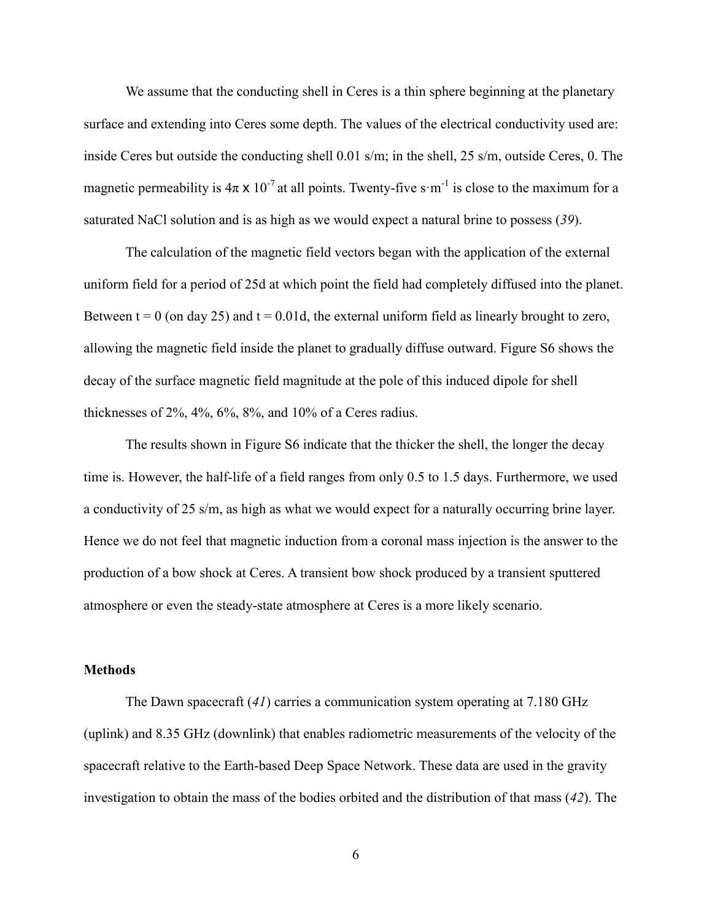We assume that the conducting shell in Ceres is a thin sphere beginning at the planetary surface and extending into Ceres some depth. The values of the electrical conductivity used are: inside Ceres but outside the conducting shell 0.01 s/m; in the shell, 25 s/m, outside Ceres, 0. The magnetic permeability is $4\pi \times 10^{-7}$ at all points. Twenty-five $s \cdot m^{-1}$ is close to the maximum for a saturated NaCl solution and is as high as we would expect a natural brine to possess (*39*).

The calculation of the magnetic field vectors began with the application of the external uniform field for a period of 25d at which point the field had completely diffused into the planet. Between t = 0 (on day 25) and t = 0.01d, the external uniform field as linearly brought to zero, allowing the magnetic field inside the planet to gradually diffuse outward. Figure S6 shows the decay of the surface magnetic field magnitude at the pole of this induced dipole for shell thicknesses of 2%, 4%, 6%, 8%, and 10% of a Ceres radius.

The results shown in Figure S6 indicate that the thicker the shell, the longer the decay time is. However, the half-life of a field ranges from only 0.5 to 1.5 days. Furthermore, we used a conductivity of 25 s/m, as high as what we would expect for a naturally occurring brine layer. Hence we do not feel that magnetic induction from a coronal mass injection is the answer to the production of a bow shock at Ceres. A transient bow shock produced by a transient sputtered atmosphere or even the steady-state atmosphere at Ceres is a more likely scenario.

**Methods**

The Dawn spacecraft (*41*) carries a communication system operating at 7.180 GHz (uplink) and 8.35 GHz (downlink) that enables radiometric measurements of the velocity of the spacecraft relative to the Earth-based Deep Space Network. These data are used in the gravity investigation to obtain the mass of the bodies orbited and the distribution of that mass (*42*). The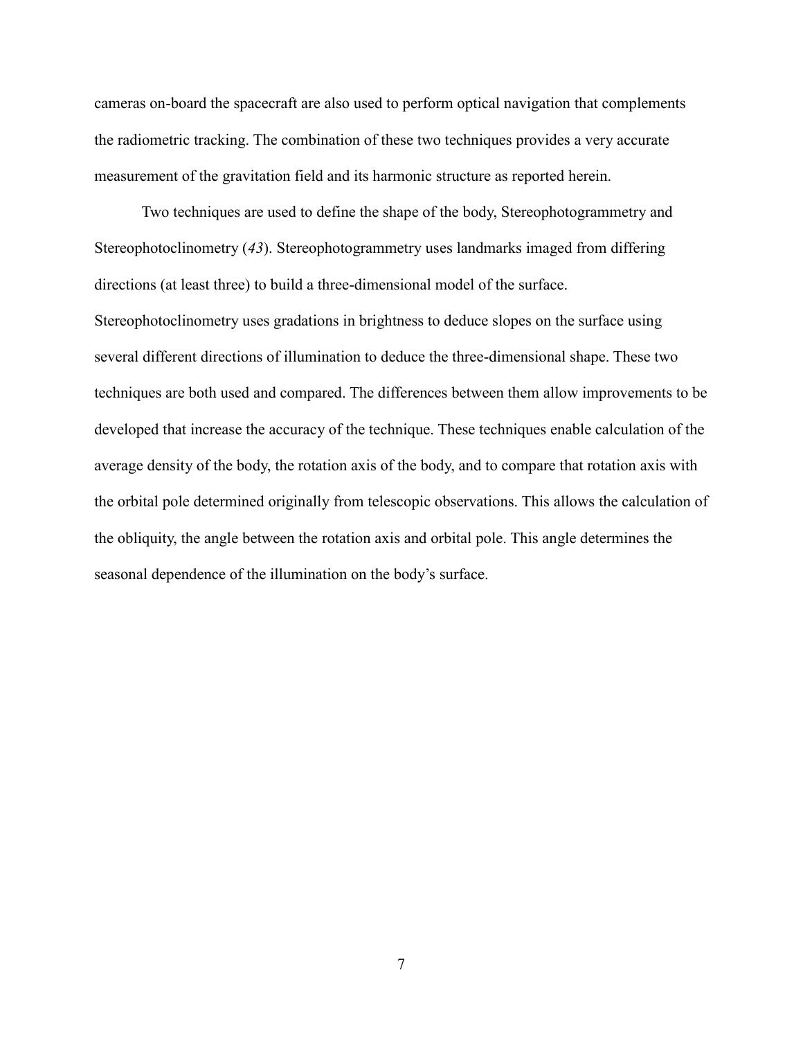cameras on-board the spacecraft are also used to perform optical navigation that complements the radiometric tracking. The combination of these two techniques provides a very accurate measurement of the gravitation field and its harmonic structure as reported herein.

Two techniques are used to define the shape of the body, Stereophotogrammetry and Stereophotoclinometry (*43*). Stereophotogrammetry uses landmarks imaged from differing directions (at least three) to build a three-dimensional model of the surface. Stereophotoclinometry uses gradations in brightness to deduce slopes on the surface using several different directions of illumination to deduce the three-dimensional shape. These two techniques are both used and compared. The differences between them allow improvements to be developed that increase the accuracy of the technique. These techniques enable calculation of the average density of the body, the rotation axis of the body, and to compare that rotation axis with the orbital pole determined originally from telescopic observations. This allows the calculation of the obliquity, the angle between the rotation axis and orbital pole. This angle determines the seasonal dependence of the illumination on the body's surface.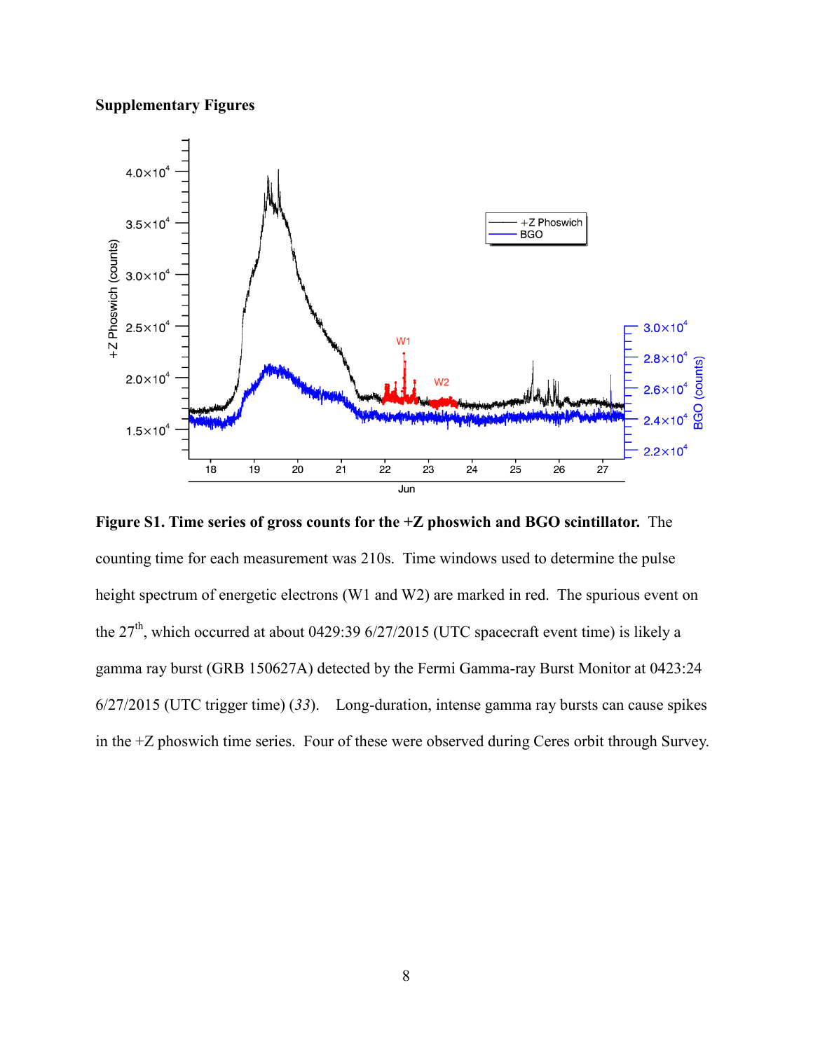**Supplementary Figures**

**Figure S1. Time series of gross counts for the +Z phoswich and BGO scintillator.** The counting time for each measurement was 210s. Time windows used to determine the pulse height spectrum of energetic electrons (W1 and W2) are marked in red. The spurious event on the 27th, which occurred at about 0429:39 6/27/2015 (UTC spacecraft event time) is likely a gamma ray burst (GRB 150627A) detected by the Fermi Gamma-ray Burst Monitor at 0423:24 6/27/2015 (UTC trigger time) (*33*). Long-duration, intense gamma ray bursts can cause spikes in the +Z phoswich time series. Four of these were observed during Ceres orbit through Survey.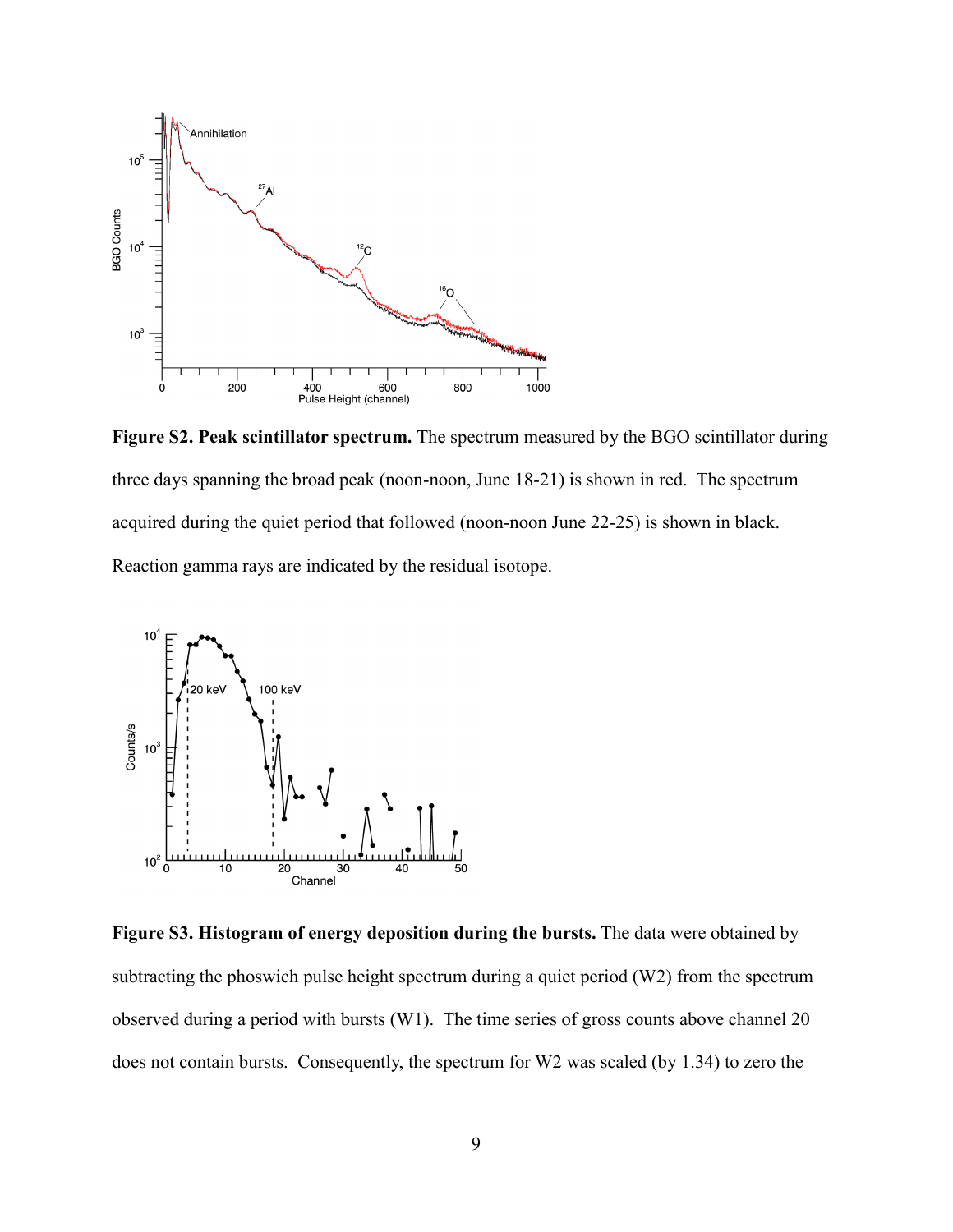**Figure S2. Peak scintillator spectrum.** The spectrum measured by the BGO scintillator during three days spanning the broad peak (noon-noon, June 18-21) is shown in red. The spectrum acquired during the quiet period that followed (noon-noon June 22-25) is shown in black. Reaction gamma rays are indicated by the residual isotope.

**Figure S3. Histogram of energy deposition during the bursts.** The data were obtained by subtracting the phoswich pulse height spectrum during a quiet period (W2) from the spectrum observed during a period with bursts (W1). The time series of gross counts above channel 20 does not contain bursts. Consequently, the spectrum for W2 was scaled (by 1.34) to zero the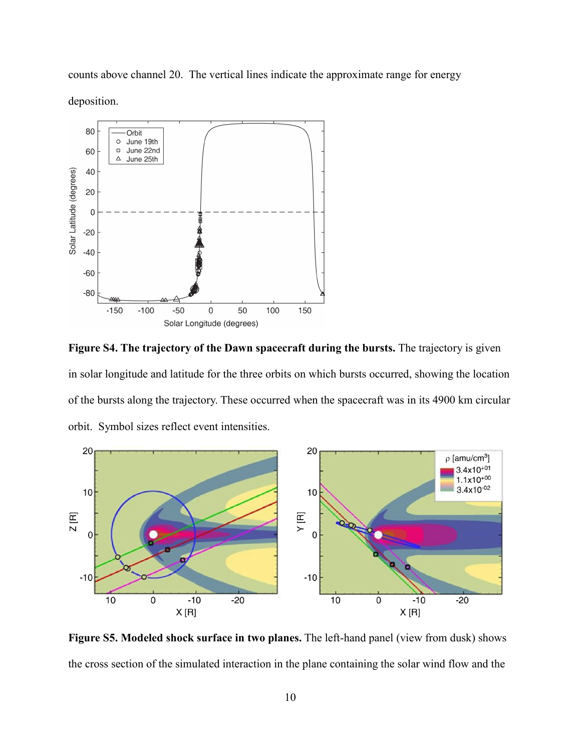counts above channel 20. The vertical lines indicate the approximate range for energy deposition.

**Figure S4. The trajectory of the Dawn spacecraft during the bursts.** The trajectory is given in solar longitude and latitude for the three orbits on which bursts occurred, showing the location of the bursts along the trajectory. These occurred when the spacecraft was in its 4900 km circular orbit. Symbol sizes reflect event intensities.

**Figure S5. Modeled shock surface in two planes.** The left-hand panel (view from dusk) shows the cross section of the simulated interaction in the plane containing the solar wind flow and the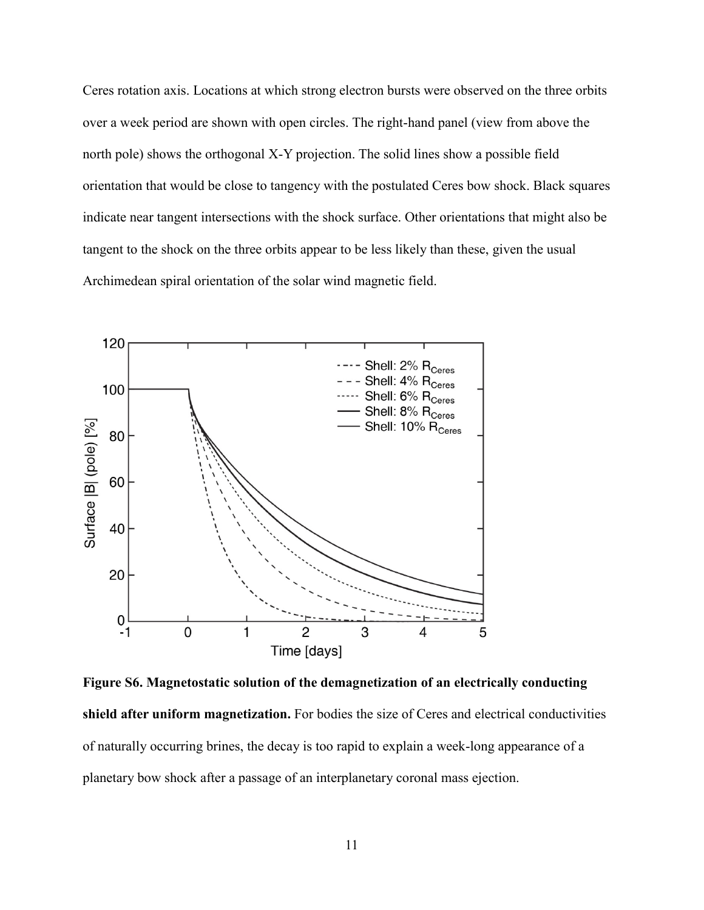Ceres rotation axis. Locations at which strong electron bursts were observed on the three orbits over a week period are shown with open circles. The right-hand panel (view from above the north pole) shows the orthogonal X-Y projection. The solid lines show a possible field orientation that would be close to tangency with the postulated Ceres bow shock. Black squares indicate near tangent intersections with the shock surface. Other orientations that might also be tangent to the shock on the three orbits appear to be less likely than these, given the usual Archimedean spiral orientation of the solar wind magnetic field.

**Figure S6. Magnetostatic solution of the demagnetization of an electrically conducting shield after uniform magnetization.** For bodies the size of Ceres and electrical conductivities of naturally occurring brines, the decay is too rapid to explain a week-long appearance of a planetary bow shock after a passage of an interplanetary coronal mass ejection.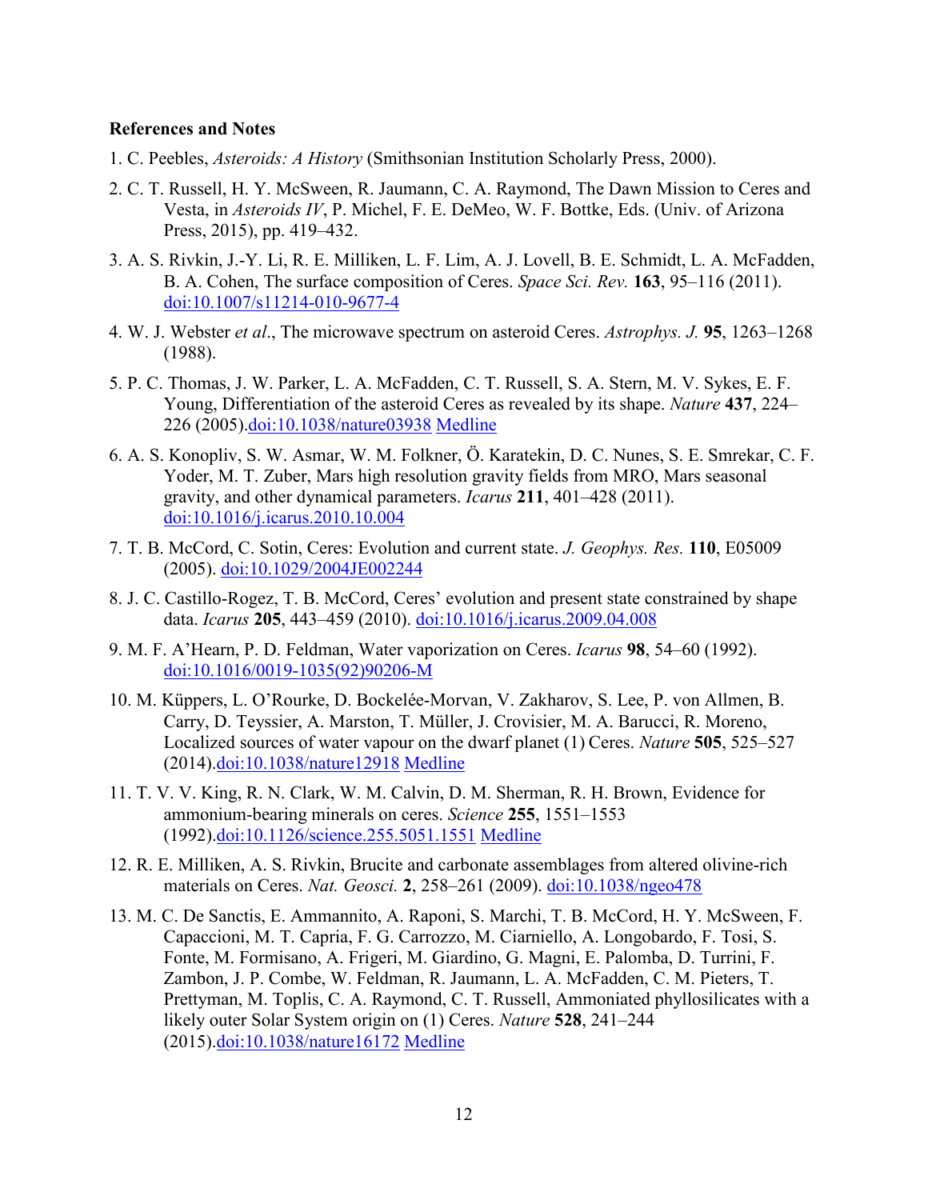**References and Notes**

1. C. Peebles, *Asteroids: A History* (Smithsonian Institution Scholarly Press, 2000).
2. C. T. Russell, H. Y. McSween, R. Jaumann, C. A. Raymond, The Dawn Mission to Ceres and Vesta, in *Asteroids IV*, P. Michel, F. E. DeMeo, W. F. Bottke, Eds. (Univ. of Arizona Press, 2015), pp. 419–432.
3. A. S. Rivkin, J.-Y. Li, R. E. Milliken, L. F. Lim, A. J. Lovell, B. E. Schmidt, L. A. McFadden, B. A. Cohen, The surface composition of Ceres. *Space Sci. Rev.* **163**, 95–116 (2011). doi:10.1007/s11214-010-9677-4
4. W. J. Webster *et al*., The microwave spectrum on asteroid Ceres. *Astrophys. J.* **95**, 1263–1268 (1988).
5. P. C. Thomas, J. W. Parker, L. A. McFadden, C. T. Russell, S. A. Stern, M. V. Sykes, E. F. Young, Differentiation of the asteroid Ceres as revealed by its shape. *Nature* **437**, 224–226 (2005).doi:10.1038/nature03938 Medline
6. A. S. Konopliv, S. W. Asmar, W. M. Folkner, Ö. Karatekin, D. C. Nunes, S. E. Smrekar, C. F. Yoder, M. T. Zuber, Mars high resolution gravity fields from MRO, Mars seasonal gravity, and other dynamical parameters. *Icarus* **211**, 401–428 (2011). doi:10.1016/j.icarus.2010.10.004
7. T. B. McCord, C. Sotin, Ceres: Evolution and current state. *J. Geophys. Res.* **110**, E05009 (2005). doi:10.1029/2004JE002244
8. J. C. Castillo-Rogez, T. B. McCord, Ceres' evolution and present state constrained by shape data. *Icarus* **205**, 443–459 (2010). doi:10.1016/j.icarus.2009.04.008
9. M. F. A'Hearn, P. D. Feldman, Water vaporization on Ceres. *Icarus* **98**, 54–60 (1992). doi:10.1016/0019-1035(92)90206-M
10. M. Küppers, L. O'Rourke, D. Bockelée-Morvan, V. Zakharov, S. Lee, P. von Allmen, B. Carry, D. Teyssier, A. Marston, T. Müller, J. Crovisier, M. A. Barucci, R. Moreno, Localized sources of water vapour on the dwarf planet (1) Ceres. *Nature* **505**, 525–527 (2014).doi:10.1038/nature12918 Medline
11. T. V. V. King, R. N. Clark, W. M. Calvin, D. M. Sherman, R. H. Brown, Evidence for ammonium-bearing minerals on ceres. *Science* **255**, 1551–1553 (1992).doi:10.1126/science.255.5051.1551 Medline
12. R. E. Milliken, A. S. Rivkin, Brucite and carbonate assemblages from altered olivine-rich materials on Ceres. *Nat. Geosci.* **2**, 258–261 (2009). doi:10.1038/ngeo478
13. M. C. De Sanctis, E. Ammannito, A. Raponi, S. Marchi, T. B. McCord, H. Y. McSween, F. Capaccioni, M. T. Capria, F. G. Carrozzo, M. Ciarniello, A. Longobardo, F. Tosi, S. Fonte, M. Formisano, A. Frigeri, M. Giardino, G. Magni, E. Palomba, D. Turrini, F. Zambon, J. P. Combe, W. Feldman, R. Jaumann, L. A. McFadden, C. M. Pieters, T. Prettyman, M. Toplis, C. A. Raymond, C. T. Russell, Ammoniated phyllosilicates with a likely outer Solar System origin on (1) Ceres. *Nature* **528**, 241–244 (2015).doi:10.1038/nature16172 Medline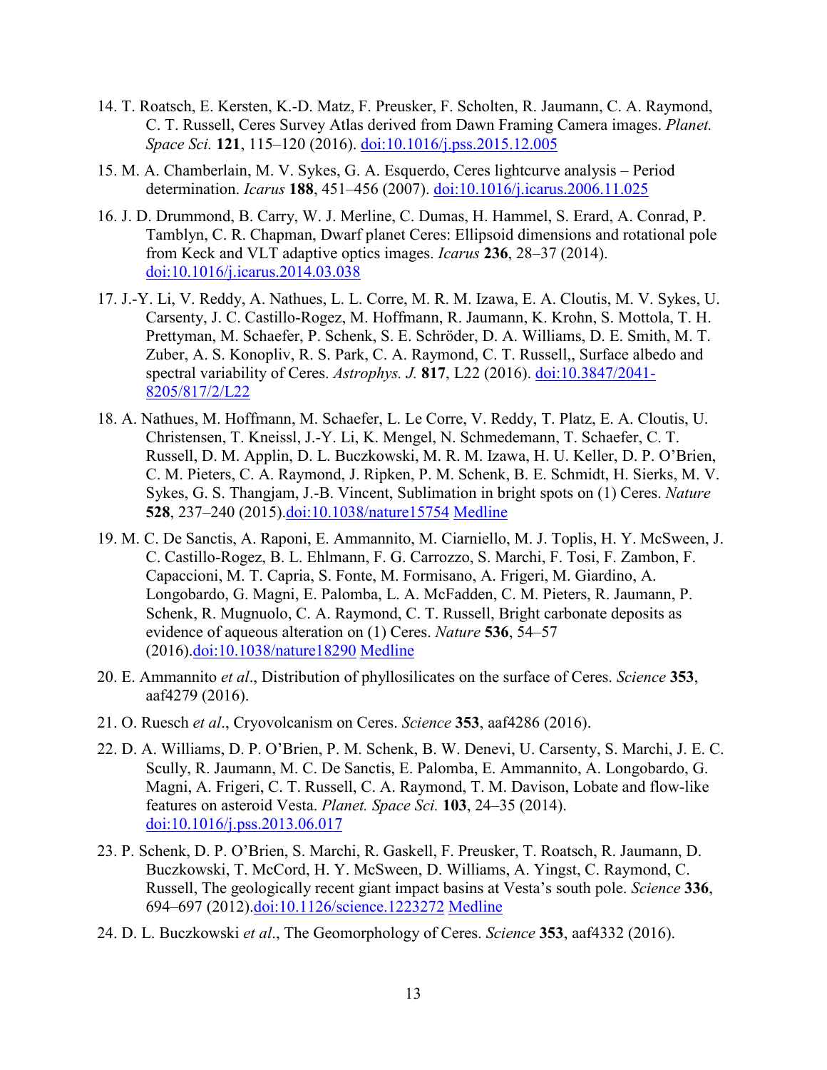14. T. Roatsch, E. Kersten, K.-D. Matz, F. Preusker, F. Scholten, R. Jaumann, C. A. Raymond, C. T. Russell, Ceres Survey Atlas derived from Dawn Framing Camera images. *Planet. Space Sci.* **121**, 115–120 (2016). doi:10.1016/j.pss.2015.12.005

15. M. A. Chamberlain, M. V. Sykes, G. A. Esquerdo, Ceres lightcurve analysis – Period determination. *Icarus* **188**, 451–456 (2007). doi:10.1016/j.icarus.2006.11.025

16. J. D. Drummond, B. Carry, W. J. Merline, C. Dumas, H. Hammel, S. Erard, A. Conrad, P. Tamblyn, C. R. Chapman, Dwarf planet Ceres: Ellipsoid dimensions and rotational pole from Keck and VLT adaptive optics images. *Icarus* **236**, 28–37 (2014). doi:10.1016/j.icarus.2014.03.038

17. J.-Y. Li, V. Reddy, A. Nathues, L. L. Corre, M. R. M. Izawa, E. A. Cloutis, M. V. Sykes, U. Carsenty, J. C. Castillo-Rogez, M. Hoffmann, R. Jaumann, K. Krohn, S. Mottola, T. H. Prettyman, M. Schaefer, P. Schenk, S. E. Schröder, D. A. Williams, D. E. Smith, M. T. Zuber, A. S. Konopliv, R. S. Park, C. A. Raymond, C. T. Russell,, Surface albedo and spectral variability of Ceres. *Astrophys. J.* **817**, L22 (2016). doi:10.3847/2041-8205/817/2/L22

18. A. Nathues, M. Hoffmann, M. Schaefer, L. Le Corre, V. Reddy, T. Platz, E. A. Cloutis, U. Christensen, T. Kneissl, J.-Y. Li, K. Mengel, N. Schmedemann, T. Schaefer, C. T. Russell, D. M. Applin, D. L. Buczkowski, M. R. M. Izawa, H. U. Keller, D. P. O'Brien, C. M. Pieters, C. A. Raymond, J. Ripken, P. M. Schenk, B. E. Schmidt, H. Sierks, M. V. Sykes, G. S. Thangjam, J.-B. Vincent, Sublimation in bright spots on (1) Ceres. *Nature* **528**, 237–240 (2015).doi:10.1038/nature15754 Medline

19. M. C. De Sanctis, A. Raponi, E. Ammannito, M. Ciarniello, M. J. Toplis, H. Y. McSween, J. C. Castillo-Rogez, B. L. Ehlmann, F. G. Carrozzo, S. Marchi, F. Tosi, F. Zambon, F. Capaccioni, M. T. Capria, S. Fonte, M. Formisano, A. Frigeri, M. Giardino, A. Longobardo, G. Magni, E. Palomba, L. A. McFadden, C. M. Pieters, R. Jaumann, P. Schenk, R. Mugnuolo, C. A. Raymond, C. T. Russell, Bright carbonate deposits as evidence of aqueous alteration on (1) Ceres. *Nature* **536**, 54–57 (2016).doi:10.1038/nature18290 Medline

20. E. Ammannito *et al*., Distribution of phyllosilicates on the surface of Ceres. *Science* **353**, aaf4279 (2016).

21. O. Ruesch *et al*., Cryovolcanism on Ceres. *Science* **353**, aaf4286 (2016).

22. D. A. Williams, D. P. O'Brien, P. M. Schenk, B. W. Denevi, U. Carsenty, S. Marchi, J. E. C. Scully, R. Jaumann, M. C. De Sanctis, E. Palomba, E. Ammannito, A. Longobardo, G. Magni, A. Frigeri, C. T. Russell, C. A. Raymond, T. M. Davison, Lobate and flow-like features on asteroid Vesta. *Planet. Space Sci.* **103**, 24–35 (2014). doi:10.1016/j.pss.2013.06.017

23. P. Schenk, D. P. O'Brien, S. Marchi, R. Gaskell, F. Preusker, T. Roatsch, R. Jaumann, D. Buczkowski, T. McCord, H. Y. McSween, D. Williams, A. Yingst, C. Raymond, C. Russell, The geologically recent giant impact basins at Vesta's south pole. *Science* **336**, 694–697 (2012).doi:10.1126/science.1223272 Medline

24. D. L. Buczkowski *et al*., The Geomorphology of Ceres. *Science* **353**, aaf4332 (2016).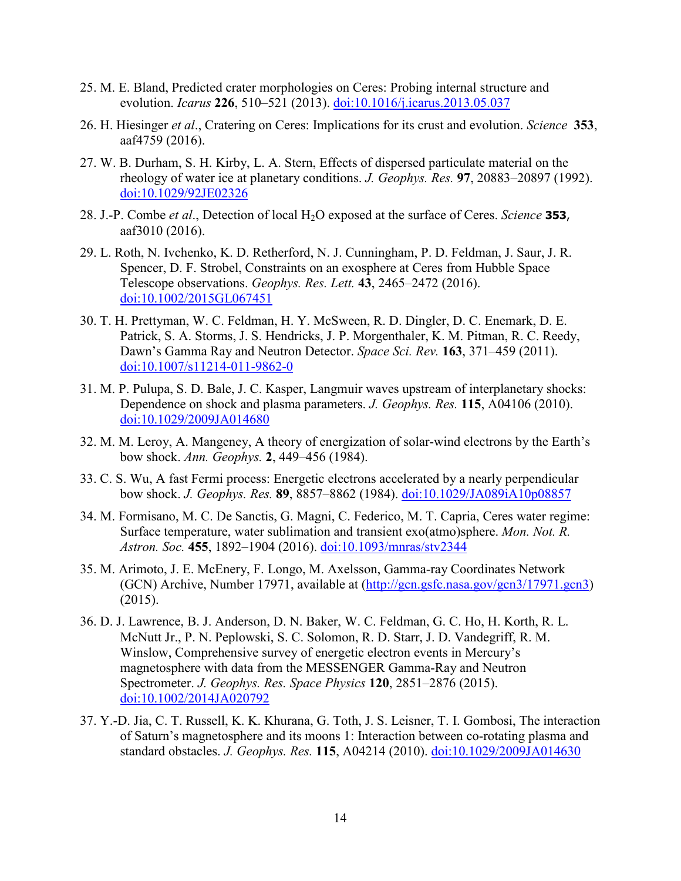25. M. E. Bland, Predicted crater morphologies on Ceres: Probing internal structure and evolution. *Icarus* **226**, 510–521 (2013). doi:10.1016/j.icarus.2013.05.037

26. H. Hiesinger *et al*., Cratering on Ceres: Implications for its crust and evolution. *Science* **353**, aaf4759 (2016).

27. W. B. Durham, S. H. Kirby, L. A. Stern, Effects of dispersed particulate material on the rheology of water ice at planetary conditions. *J. Geophys. Res.* **97**, 20883–20897 (1992). doi:10.1029/92JE02326

28. J.-P. Combe *et al*., Detection of local $H_2O$ exposed at the surface of Ceres. *Science* **353**, aaf3010 (2016).

29. L. Roth, N. Ivchenko, K. D. Retherford, N. J. Cunningham, P. D. Feldman, J. Saur, J. R. Spencer, D. F. Strobel, Constraints on an exosphere at Ceres from Hubble Space Telescope observations. *Geophys. Res. Lett.* **43**, 2465–2472 (2016). doi:10.1002/2015GL067451

30. T. H. Prettyman, W. C. Feldman, H. Y. McSween, R. D. Dingler, D. C. Enemark, D. E. Patrick, S. A. Storms, J. S. Hendricks, J. P. Morgenthaler, K. M. Pitman, R. C. Reedy, Dawn's Gamma Ray and Neutron Detector. *Space Sci. Rev.* **163**, 371–459 (2011). doi:10.1007/s11214-011-9862-0

31. M. P. Pulupa, S. D. Bale, J. C. Kasper, Langmuir waves upstream of interplanetary shocks: Dependence on shock and plasma parameters. *J. Geophys. Res.* **115**, A04106 (2010). doi:10.1029/2009JA014680

32. M. M. Leroy, A. Mangeney, A theory of energization of solar-wind electrons by the Earth's bow shock. *Ann. Geophys.* **2**, 449–456 (1984).

33. C. S. Wu, A fast Fermi process: Energetic electrons accelerated by a nearly perpendicular bow shock. *J. Geophys. Res.* **89**, 8857–8862 (1984). doi:10.1029/JA089iA10p08857

34. M. Formisano, M. C. De Sanctis, G. Magni, C. Federico, M. T. Capria, Ceres water regime: Surface temperature, water sublimation and transient exo(atmo)sphere. *Mon. Not. R. Astron. Soc.* **455**, 1892–1904 (2016). doi:10.1093/mnras/stv2344

35. M. Arimoto, J. E. McEnery, F. Longo, M. Axelsson, Gamma-ray Coordinates Network (GCN) Archive, Number 17971, available at (http://gcn.gsfc.nasa.gov/gcn3/17971.gcn3) (2015).

36. D. J. Lawrence, B. J. Anderson, D. N. Baker, W. C. Feldman, G. C. Ho, H. Korth, R. L. McNutt Jr., P. N. Peplowski, S. C. Solomon, R. D. Starr, J. D. Vandegriff, R. M. Winslow, Comprehensive survey of energetic electron events in Mercury's magnetosphere with data from the MESSENGER Gamma-Ray and Neutron Spectrometer. *J. Geophys. Res. Space Physics* **120**, 2851–2876 (2015). doi:10.1002/2014JA020792

37. Y.-D. Jia, C. T. Russell, K. K. Khurana, G. Toth, J. S. Leisner, T. I. Gombosi, The interaction of Saturn's magnetosphere and its moons 1: Interaction between co-rotating plasma and standard obstacles. *J. Geophys. Res.* **115**, A04214 (2010). doi:10.1029/2009JA014630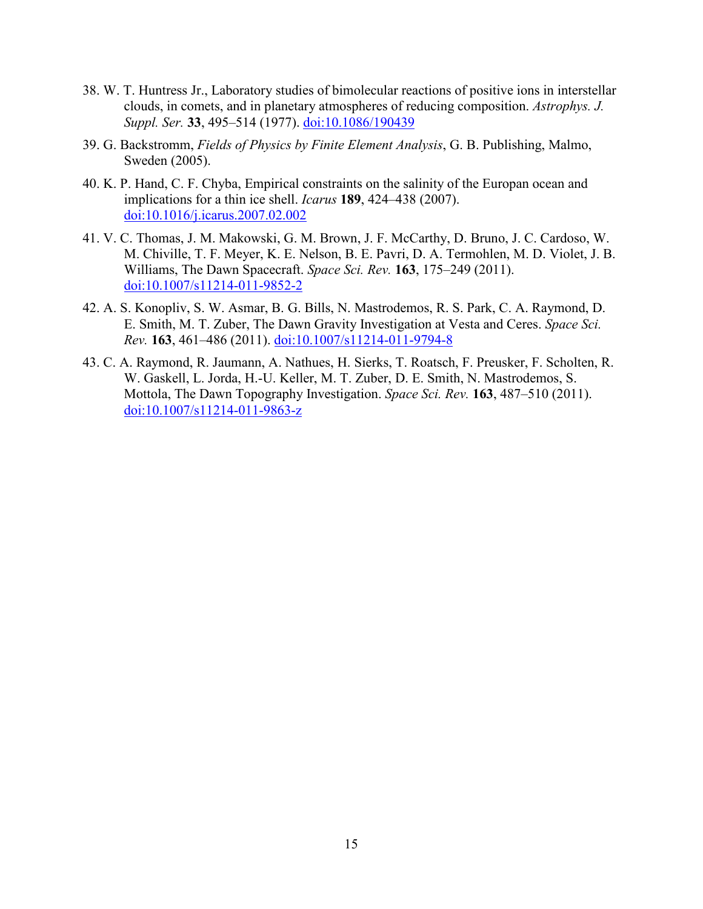38. W. T. Huntress Jr., Laboratory studies of bimolecular reactions of positive ions in interstellar clouds, in comets, and in planetary atmospheres of reducing composition. *Astrophys. J. Suppl. Ser.* **33**, 495–514 (1977). doi:10.1086/190439

39. G. Backstromm, *Fields of Physics by Finite Element Analysis*, G. B. Publishing, Malmo, Sweden (2005).

40. K. P. Hand, C. F. Chyba, Empirical constraints on the salinity of the Europan ocean and implications for a thin ice shell. *Icarus* **189**, 424–438 (2007). doi:10.1016/j.icarus.2007.02.002

41. V. C. Thomas, J. M. Makowski, G. M. Brown, J. F. McCarthy, D. Bruno, J. C. Cardoso, W. M. Chiville, T. F. Meyer, K. E. Nelson, B. E. Pavri, D. A. Termohlen, M. D. Violet, J. B. Williams, The Dawn Spacecraft. *Space Sci. Rev.* **163**, 175–249 (2011). doi:10.1007/s11214-011-9852-2

42. A. S. Konopliv, S. W. Asmar, B. G. Bills, N. Mastrodemos, R. S. Park, C. A. Raymond, D. E. Smith, M. T. Zuber, The Dawn Gravity Investigation at Vesta and Ceres. *Space Sci. Rev.* **163**, 461–486 (2011). doi:10.1007/s11214-011-9794-8

43. C. A. Raymond, R. Jaumann, A. Nathues, H. Sierks, T. Roatsch, F. Preusker, F. Scholten, R. W. Gaskell, L. Jorda, H.-U. Keller, M. T. Zuber, D. E. Smith, N. Mastrodemos, S. Mottola, The Dawn Topography Investigation. *Space Sci. Rev.* **163**, 487–510 (2011). doi:10.1007/s11214-011-9863-z